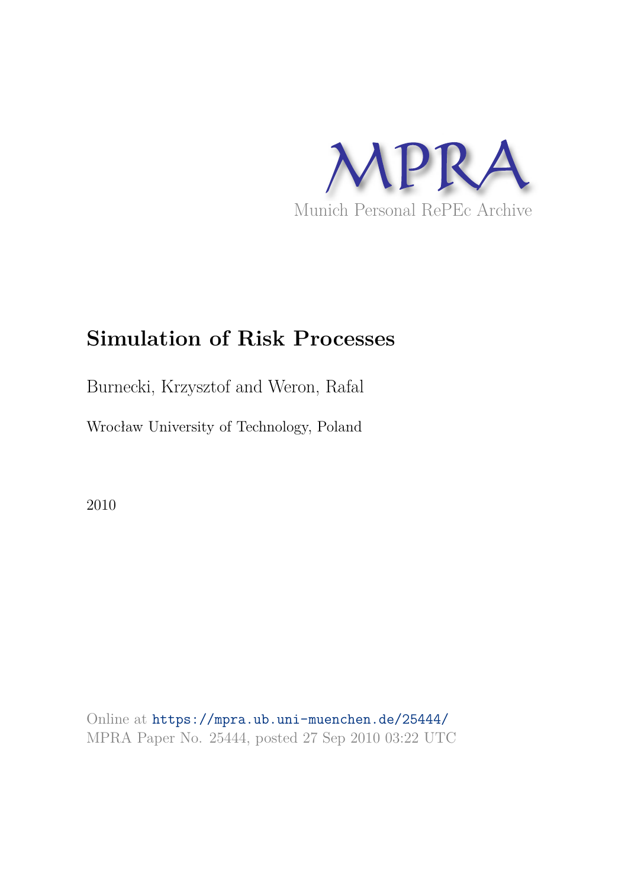MPRA

Munich Personal RePEc Archive

# Simulation of Risk Processes

Burnecki, Krzysztof and Weron, Rafal

Wrocław University of Technology, Poland

2010

Online at https://mpra.ub.uni-muenchen.de/25444/
MPRA Paper No. 25444, posted 27 Sep 2010 03:22 UTC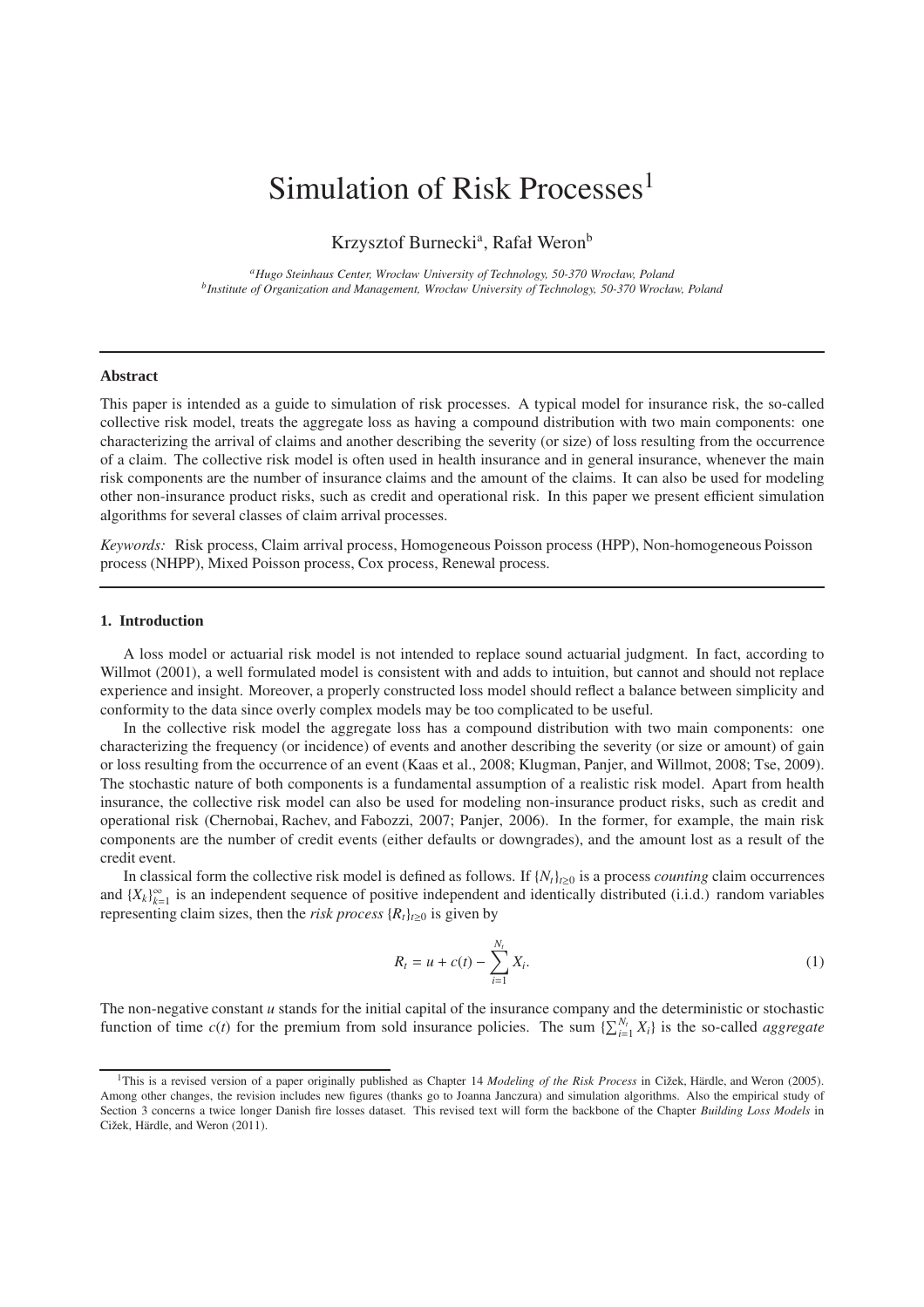# Simulation of Risk Processes[1]

Krzysztof Burnecki[a], Rafał Weron[b]

[a]*Hugo Steinhaus Center, Wrocław University of Technology, 50-370 Wrocław, Poland*
[b]*Institute of Organization and Management, Wrocław University of Technology, 50-370 Wrocław, Poland*

---

**Abstract**

This paper is intended as a guide to simulation of risk processes. A typical model for insurance risk, the so-called collective risk model, treats the aggregate loss as having a compound distribution with two main components: one characterizing the arrival of claims and another describing the severity (or size) of loss resulting from the occurrence of a claim. The collective risk model is often used in health insurance and in general insurance, whenever the main risk components are the number of insurance claims and the amount of the claims. It can also be used for modeling other non-insurance product risks, such as credit and operational risk. In this paper we present efficient simulation algorithms for several classes of claim arrival processes.

*Keywords:* Risk process, Claim arrival process, Homogeneous Poisson process (HPP), Non-homogeneous Poisson process (NHPP), Mixed Poisson process, Cox process, Renewal process.

---

## 1. Introduction

A loss model or actuarial risk model is not intended to replace sound actuarial judgment. In fact, according to Willmot (2001), a well formulated model is consistent with and adds to intuition, but cannot and should not replace experience and insight. Moreover, a properly constructed loss model should reflect a balance between simplicity and conformity to the data since overly complex models may be too complicated to be useful.

In the collective risk model the aggregate loss has a compound distribution with two main components: one characterizing the frequency (or incidence) of events and another describing the severity (or size or amount) of gain or loss resulting from the occurrence of an event (Kaas et al., 2008; Klugman, Panjer, and Willmot, 2008; Tse, 2009). The stochastic nature of both components is a fundamental assumption of a realistic risk model. Apart from health insurance, the collective risk model can also be used for modeling non-insurance product risks, such as credit and operational risk (Chernobai, Rachev, and Fabozzi, 2007; Panjer, 2006). In the former, for example, the main risk components are the number of credit events (either defaults or downgrades), and the amount lost as a result of the credit event.

In classical form the collective risk model is defined as follows. If $\{N_t\}_{t\geq 0}$ is a process *counting* claim occurrences and $\{X_k\}_{k=1}^{\infty}$ is an independent sequence of positive independent and identically distributed (i.i.d.) random variables representing claim sizes, then the *risk process* $\{R_t\}_{t\geq 0}$ is given by

$$R_t = u + c(t) - \sum_{i=1}^{N_t} X_i. \tag{1}$$

The non-negative constant $u$ stands for the initial capital of the insurance company and the deterministic or stochastic function of time $c(t)$ for the premium from sold insurance policies. The sum $\{\sum_{i=1}^{N_t} X_i\}$ is the so-called *aggregate*

---

[1] This is a revised version of a paper originally published as Chapter 14 *Modeling of the Risk Process* in Čížek, Härdle, and Weron (2005). Among other changes, the revision includes new figures (thanks go to Joanna Janczura) and simulation algorithms. Also the empirical study of Section 3 concerns a twice longer Danish fire losses dataset. This revised text will form the backbone of the Chapter *Building Loss Models* in Čížek, Härdle, and Weron (2011).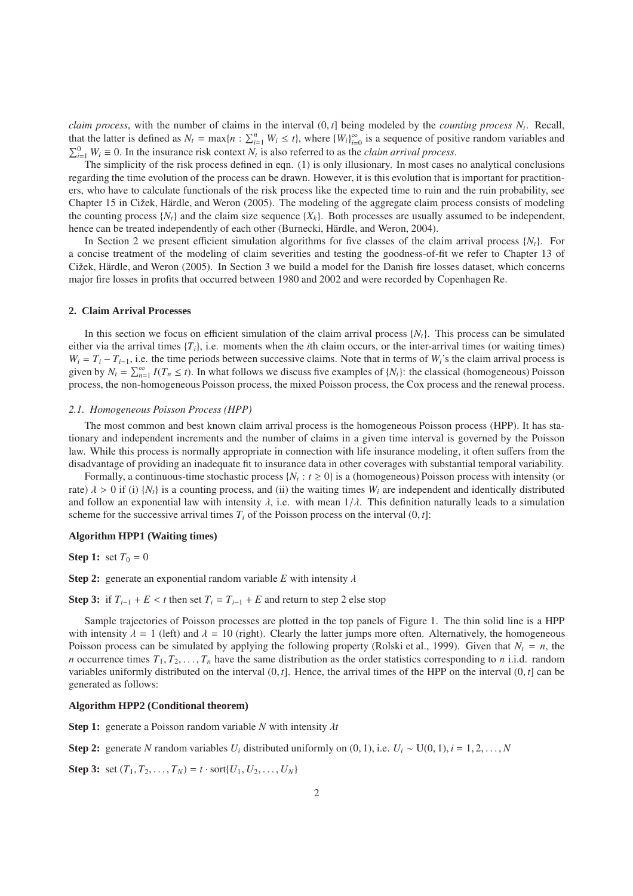*claim process*, with the number of claims in the interval $(0, t]$ being modeled by the *counting process* $N_t$. Recall, that the latter is defined as $N_t = \max\{n : \sum_{i=1}^{n} W_i \leq t\}$, where $\{W_i\}_{i=0}^{\infty}$ is a sequence of positive random variables and $\sum_{i=1}^{0} W_i \equiv 0$. In the insurance risk context $N_t$ is also referred to as the *claim arrival process*.

The simplicity of the risk process defined in eqn. (1) is only illusionary. In most cases no analytical conclusions regarding the time evolution of the process can be drawn. However, it is this evolution that is important for practitioners, who have to calculate functionals of the risk process like the expected time to ruin and the ruin probability, see Chapter 15 in Cižek, Härdle, and Weron (2005). The modeling of the aggregate claim process consists of modeling the counting process $\{N_t\}$ and the claim size sequence $\{X_k\}$. Both processes are usually assumed to be independent, hence can be treated independently of each other (Burnecki, Härdle, and Weron, 2004).

In Section 2 we present efficient simulation algorithms for five classes of the claim arrival process $\{N_t\}$. For a concise treatment of the modeling of claim severities and testing the goodness-of-fit we refer to Chapter 13 of Cižek, Härdle, and Weron (2005). In Section 3 we build a model for the Danish fire losses dataset, which concerns major fire losses in profits that occurred between 1980 and 2002 and were recorded by Copenhagen Re.

## 2. Claim Arrival Processes

In this section we focus on efficient simulation of the claim arrival process $\{N_t\}$. This process can be simulated either via the arrival times $\{T_i\}$, i.e. moments when the $i$th claim occurs, or the inter-arrival times (or waiting times) $W_i = T_i - T_{i-1}$, i.e. the time periods between successive claims. Note that in terms of $W_i$'s the claim arrival process is given by $N_t = \sum_{n=1}^{\infty} I(T_n \leq t)$. In what follows we discuss five examples of $\{N_t\}$: the classical (homogeneous) Poisson process, the non-homogeneous Poisson process, the mixed Poisson process, the Cox process and the renewal process.

### *2.1. Homogeneous Poisson Process (HPP)*

The most common and best known claim arrival process is the homogeneous Poisson process (HPP). It has stationary and independent increments and the number of claims in a given time interval is governed by the Poisson law. While this process is normally appropriate in connection with life insurance modeling, it often suffers from the disadvantage of providing an inadequate fit to insurance data in other coverages with substantial temporal variability.

Formally, a continuous-time stochastic process $\{N_t : t \geq 0\}$ is a (homogeneous) Poisson process with intensity (or rate) $\lambda > 0$ if (i) $\{N_t\}$ is a counting process, and (ii) the waiting times $W_i$ are independent and identically distributed and follow an exponential law with intensity $\lambda$, i.e. with mean $1/\lambda$. This definition naturally leads to a simulation scheme for the successive arrival times $T_i$ of the Poisson process on the interval $(0, t]$:

**Algorithm HPP1 (Waiting times)**

**Step 1:** set $T_0 = 0$

**Step 2:** generate an exponential random variable $E$ with intensity $\lambda$

**Step 3:** if $T_{i-1} + E < t$ then set $T_i = T_{i-1} + E$ and return to step 2 else stop

Sample trajectories of Poisson processes are plotted in the top panels of Figure 1. The thin solid line is a HPP with intensity $\lambda = 1$ (left) and $\lambda = 10$ (right). Clearly the latter jumps more often. Alternatively, the homogeneous Poisson process can be simulated by applying the following property (Rolski et al., 1999). Given that $N_t = n$, the $n$ occurrence times $T_1, T_2, \ldots, T_n$ have the same distribution as the order statistics corresponding to $n$ i.i.d. random variables uniformly distributed on the interval $(0, t]$. Hence, the arrival times of the HPP on the interval $(0, t]$ can be generated as follows:

**Algorithm HPP2 (Conditional theorem)**

**Step 1:** generate a Poisson random variable $N$ with intensity $\lambda t$

**Step 2:** generate $N$ random variables $U_i$ distributed uniformly on $(0, 1)$, i.e. $U_i \sim \mathrm{U}(0, 1)$, $i = 1, 2, \ldots, N$

**Step 3:** set $(T_1, T_2, \ldots, T_N) = t \cdot \mathrm{sort}\{U_1, U_2, \ldots, U_N\}$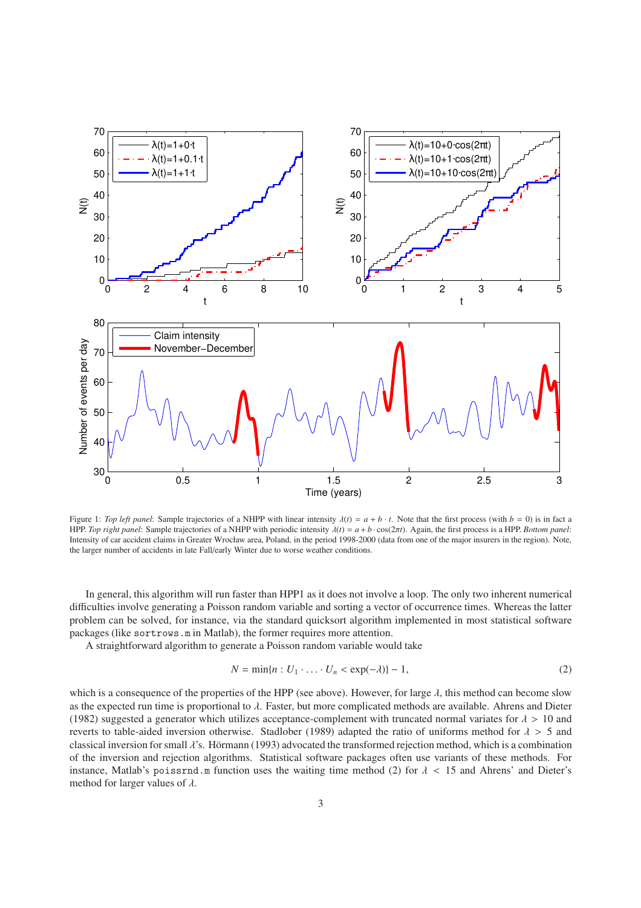Figure 1: *Top left panel*: Sample trajectories of a NHPP with linear intensity $\lambda(t) = a + b \cdot t$. Note that the first process (with $b = 0$) is in fact a HPP. *Top right panel*: Sample trajectories of a NHPP with periodic intensity $\lambda(t) = a + b \cdot \cos(2\pi t)$. Again, the first process is a HPP. *Bottom panel*: Intensity of car accident claims in Greater Wrocław area, Poland, in the period 1998-2000 (data from one of the major insurers in the region). Note, the larger number of accidents in late Fall/early Winter due to worse weather conditions.

In general, this algorithm will run faster than HPP1 as it does not involve a loop. The only two inherent numerical difficulties involve generating a Poisson random variable and sorting a vector of occurrence times. Whereas the latter problem can be solved, for instance, via the standard quicksort algorithm implemented in most statistical software packages (like `sortrows.m` in Matlab), the former requires more attention.

A straightforward algorithm to generate a Poisson random variable would take

$$N = \min\{n : U_1 \cdot \ldots \cdot U_n < \exp(-\lambda)\} - 1, \tag{2}$$

which is a consequence of the properties of the HPP (see above). However, for large $\lambda$, this method can become slow as the expected run time is proportional to $\lambda$. Faster, but more complicated methods are available. Ahrens and Dieter (1982) suggested a generator which utilizes acceptance-complement with truncated normal variates for $\lambda > 10$ and reverts to table-aided inversion otherwise. Stadlober (1989) adapted the ratio of uniforms method for $\lambda > 5$ and classical inversion for small $\lambda$'s. Hörmann (1993) advocated the transformed rejection method, which is a combination of the inversion and rejection algorithms. Statistical software packages often use variants of these methods. For instance, Matlab's `poissrnd.m` function uses the waiting time method (2) for $\lambda < 15$ and Ahrens' and Dieter's method for larger values of $\lambda$.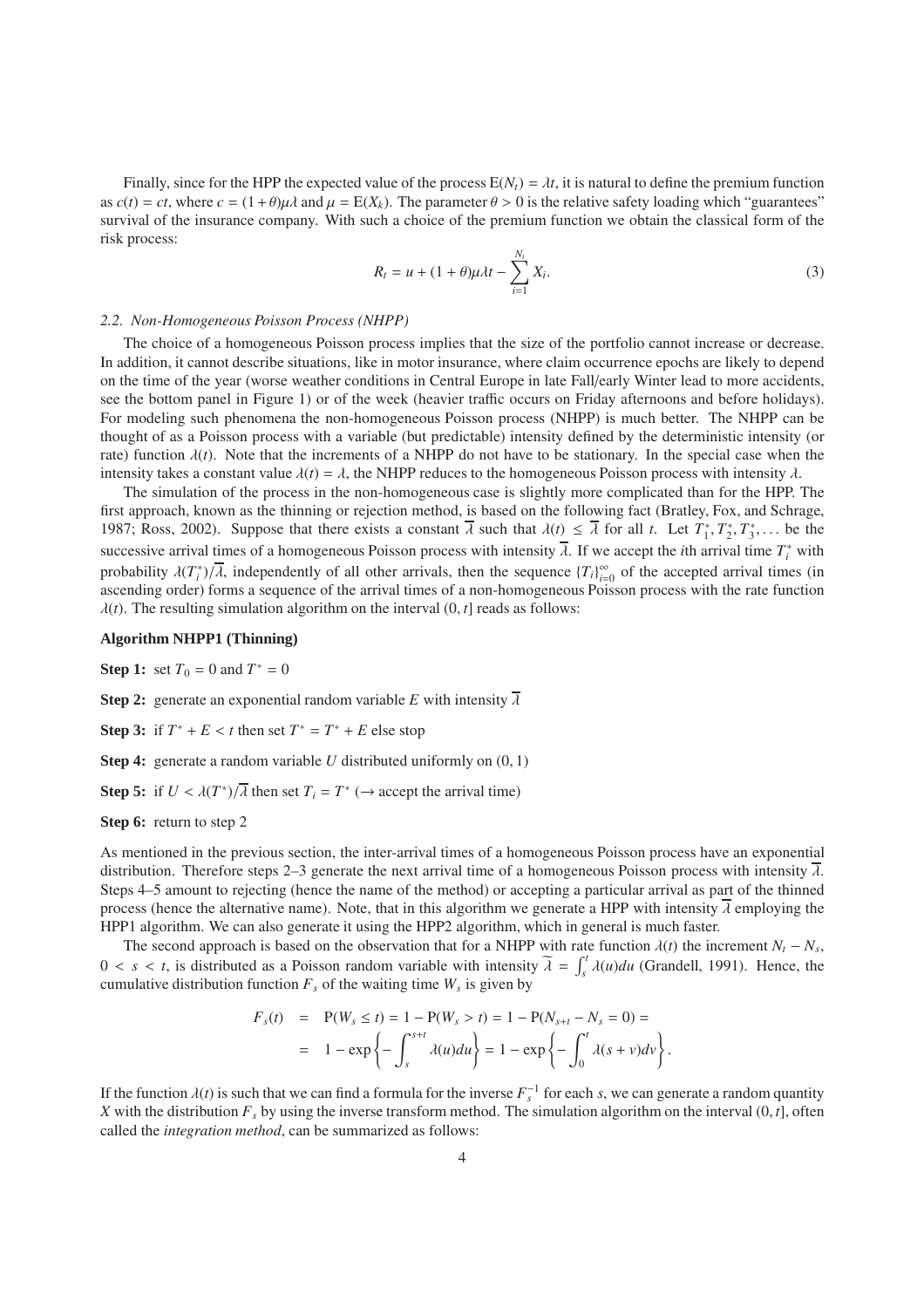Finally, since for the HPP the expected value of the process $\mathrm{E}(N_t) = \lambda t$, it is natural to define the premium function as $c(t) = ct$, where $c = (1+\theta)\mu\lambda$ and $\mu = \mathrm{E}(X_k)$. The parameter $\theta > 0$ is the relative safety loading which "guarantees" survival of the insurance company. With such a choice of the premium function we obtain the classical form of the risk process:

$$R_t = u + (1+\theta)\mu\lambda t - \sum_{i=1}^{N_t} X_i. \tag{3}$$

### *2.2. Non-Homogeneous Poisson Process (NHPP)*

The choice of a homogeneous Poisson process implies that the size of the portfolio cannot increase or decrease. In addition, it cannot describe situations, like in motor insurance, where claim occurrence epochs are likely to depend on the time of the year (worse weather conditions in Central Europe in late Fall/early Winter lead to more accidents, see the bottom panel in Figure 1) or of the week (heavier traffic occurs on Friday afternoons and before holidays). For modeling such phenomena the non-homogeneous Poisson process (NHPP) is much better. The NHPP can be thought of as a Poisson process with a variable (but predictable) intensity defined by the deterministic intensity (or rate) function $\lambda(t)$. Note that the increments of a NHPP do not have to be stationary. In the special case when the intensity takes a constant value $\lambda(t) = \lambda$, the NHPP reduces to the homogeneous Poisson process with intensity $\lambda$.

The simulation of the process in the non-homogeneous case is slightly more complicated than for the HPP. The first approach, known as the thinning or rejection method, is based on the following fact (Bratley, Fox, and Schrage, 1987; Ross, 2002). Suppose that there exists a constant $\overline{\lambda}$ such that $\lambda(t) \leq \overline{\lambda}$ for all $t$. Let $T_1^*, T_2^*, T_3^*, \ldots$ be the successive arrival times of a homogeneous Poisson process with intensity $\overline{\lambda}$. If we accept the $i$th arrival time $T_i^*$ with probability $\lambda(T_i^*)/\overline{\lambda}$, independently of all other arrivals, then the sequence $\{T_i\}_{i=0}^{\infty}$ of the accepted arrival times (in ascending order) forms a sequence of the arrival times of a non-homogeneous Poisson process with the rate function $\lambda(t)$. The resulting simulation algorithm on the interval $(0, t]$ reads as follows:

**Algorithm NHPP1 (Thinning)**

**Step 1:** set $T_0 = 0$ and $T^* = 0$

**Step 2:** generate an exponential random variable $E$ with intensity $\overline{\lambda}$

**Step 3:** if $T^* + E < t$ then set $T^* = T^* + E$ else stop

**Step 4:** generate a random variable $U$ distributed uniformly on $(0, 1)$

**Step 5:** if $U < \lambda(T^*)/\overline{\lambda}$ then set $T_i = T^*$ ($\rightarrow$ accept the arrival time)

**Step 6:** return to step 2

As mentioned in the previous section, the inter-arrival times of a homogeneous Poisson process have an exponential distribution. Therefore steps 2–3 generate the next arrival time of a homogeneous Poisson process with intensity $\overline{\lambda}$. Steps 4–5 amount to rejecting (hence the name of the method) or accepting a particular arrival as part of the thinned process (hence the alternative name). Note, that in this algorithm we generate a HPP with intensity $\overline{\lambda}$ employing the HPP1 algorithm. We can also generate it using the HPP2 algorithm, which in general is much faster.

The second approach is based on the observation that for a NHPP with rate function $\lambda(t)$ the increment $N_t - N_s$, $0 < s < t$, is distributed as a Poisson random variable with intensity $\widetilde{\lambda} = \int_s^t \lambda(u)du$ (Grandell, 1991). Hence, the cumulative distribution function $F_s$ of the waiting time $W_s$ is given by

$$\begin{aligned} F_s(t) &= \mathrm{P}(W_s \leq t) = 1 - \mathrm{P}(W_s > t) = 1 - \mathrm{P}(N_{s+t} - N_s = 0) = \\ &= 1 - \exp\left\{-\int_s^{s+t} \lambda(u)du\right\} = 1 - \exp\left\{-\int_0^t \lambda(s+v)dv\right\}. \end{aligned}$$

If the function $\lambda(t)$ is such that we can find a formula for the inverse $F_s^{-1}$ for each $s$, we can generate a random quantity $X$ with the distribution $F_s$ by using the inverse transform method. The simulation algorithm on the interval $(0, t]$, often called the *integration method*, can be summarized as follows: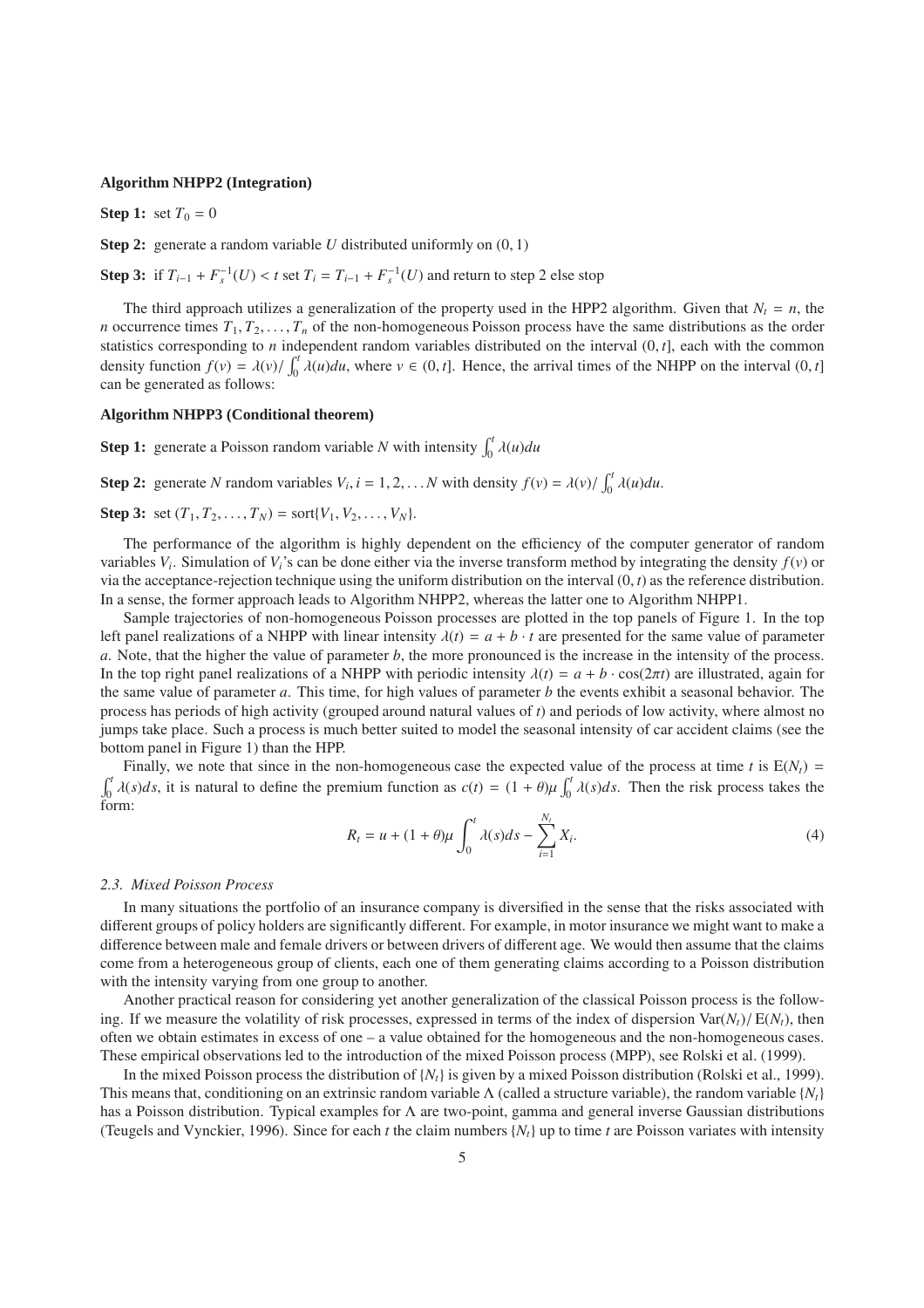**Algorithm NHPP2 (Integration)**

**Step 1:** set $T_0 = 0$

**Step 2:** generate a random variable $U$ distributed uniformly on $(0, 1)$

**Step 3:** if $T_{i-1} + F_s^{-1}(U) < t$ set $T_i = T_{i-1} + F_s^{-1}(U)$ and return to step 2 else stop

The third approach utilizes a generalization of the property used in the HPP2 algorithm. Given that $N_t = n$, the $n$ occurrence times $T_1, T_2, \ldots, T_n$ of the non-homogeneous Poisson process have the same distributions as the order statistics corresponding to $n$ independent random variables distributed on the interval $(0, t]$, each with the common density function $f(v) = \lambda(v) / \int_0^t \lambda(u)du$, where $v \in (0, t]$. Hence, the arrival times of the NHPP on the interval $(0, t]$ can be generated as follows:

**Algorithm NHPP3 (Conditional theorem)**

**Step 1:** generate a Poisson random variable $N$ with intensity $\int_0^t \lambda(u)du$

**Step 2:** generate $N$ random variables $V_i, i = 1, 2, \ldots N$ with density $f(v) = \lambda(v) / \int_0^t \lambda(u)du$.

**Step 3:** set $(T_1, T_2, \ldots, T_N) = \text{sort}\{V_1, V_2, \ldots, V_N\}$.

The performance of the algorithm is highly dependent on the efficiency of the computer generator of random variables $V_i$. Simulation of $V_i$'s can be done either via the inverse transform method by integrating the density $f(v)$ or via the acceptance-rejection technique using the uniform distribution on the interval $(0, t)$ as the reference distribution. In a sense, the former approach leads to Algorithm NHPP2, whereas the latter one to Algorithm NHPP1.

Sample trajectories of non-homogeneous Poisson processes are plotted in the top panels of Figure 1. In the top left panel realizations of a NHPP with linear intensity $\lambda(t) = a + b \cdot t$ are presented for the same value of parameter $a$. Note, that the higher the value of parameter $b$, the more pronounced is the increase in the intensity of the process. In the top right panel realizations of a NHPP with periodic intensity $\lambda(t) = a + b \cdot \cos(2\pi t)$ are illustrated, again for the same value of parameter $a$. This time, for high values of parameter $b$ the events exhibit a seasonal behavior. The process has periods of high activity (grouped around natural values of $t$) and periods of low activity, where almost no jumps take place. Such a process is much better suited to model the seasonal intensity of car accident claims (see the bottom panel in Figure 1) than the HPP.

Finally, we note that since in the non-homogeneous case the expected value of the process at time $t$ is $\mathrm{E}(N_t) = \int_0^t \lambda(s)ds$, it is natural to define the premium function as $c(t) = (1 + \theta)\mu \int_0^t \lambda(s)ds$. Then the risk process takes the form:

$$R_t = u + (1 + \theta)\mu \int_0^t \lambda(s)ds - \sum_{i=1}^{N_t} X_i. \tag{4}$$

### 2.3. Mixed Poisson Process

In many situations the portfolio of an insurance company is diversified in the sense that the risks associated with different groups of policy holders are significantly different. For example, in motor insurance we might want to make a difference between male and female drivers or between drivers of different age. We would then assume that the claims come from a heterogeneous group of clients, each one of them generating claims according to a Poisson distribution with the intensity varying from one group to another.

Another practical reason for considering yet another generalization of the classical Poisson process is the following. If we measure the volatility of risk processes, expressed in terms of the index of dispersion $\mathrm{Var}(N_t)/\,\mathrm{E}(N_t)$, then often we obtain estimates in excess of one – a value obtained for the homogeneous and the non-homogeneous cases. These empirical observations led to the introduction of the mixed Poisson process (MPP), see Rolski et al. (1999).

In the mixed Poisson process the distribution of $\{N_t\}$ is given by a mixed Poisson distribution (Rolski et al., 1999). This means that, conditioning on an extrinsic random variable $\Lambda$ (called a structure variable), the random variable $\{N_t\}$ has a Poisson distribution. Typical examples for $\Lambda$ are two-point, gamma and general inverse Gaussian distributions (Teugels and Vynckier, 1996). Since for each $t$ the claim numbers $\{N_t\}$ up to time $t$ are Poisson variates with intensity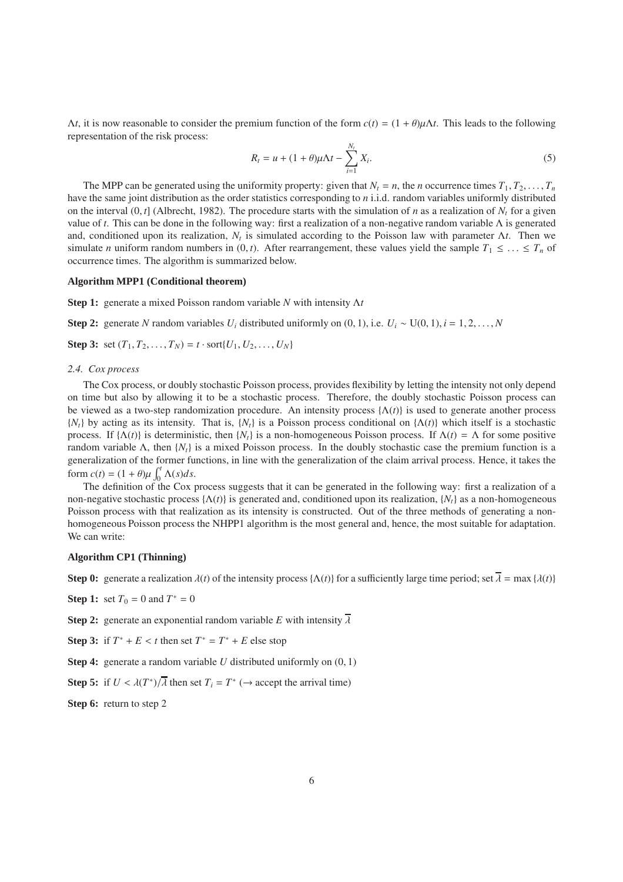$\Lambda t$, it is now reasonable to consider the premium function of the form $c(t) = (1 + \theta)\mu\Lambda t$. This leads to the following representation of the risk process:

$$R_t = u + (1 + \theta)\mu\Lambda t - \sum_{i=1}^{N_t} X_i. \tag{5}$$

The MPP can be generated using the uniformity property: given that $N_t = n$, the $n$ occurrence times $T_1, T_2, \ldots, T_n$ have the same joint distribution as the order statistics corresponding to $n$ i.i.d. random variables uniformly distributed on the interval $(0, t]$ (Albrecht, 1982). The procedure starts with the simulation of $n$ as a realization of $N_t$ for a given value of $t$. This can be done in the following way: first a realization of a non-negative random variable $\Lambda$ is generated and, conditioned upon its realization, $N_t$ is simulated according to the Poisson law with parameter $\Lambda t$. Then we simulate $n$ uniform random numbers in $(0, t)$. After rearrangement, these values yield the sample $T_1 \leq \ldots \leq T_n$ of occurrence times. The algorithm is summarized below.

**Algorithm MPP1 (Conditional theorem)**

**Step 1:** generate a mixed Poisson random variable $N$ with intensity $\Lambda t$

**Step 2:** generate $N$ random variables $U_i$ distributed uniformly on $(0, 1)$, i.e. $U_i \sim \text{U}(0, 1), i = 1, 2, \ldots, N$

**Step 3:** set $(T_1, T_2, \ldots, T_N) = t \cdot \text{sort}\{U_1, U_2, \ldots, U_N\}$

*2.4. Cox process*

The Cox process, or doubly stochastic Poisson process, provides flexibility by letting the intensity not only depend on time but also by allowing it to be a stochastic process. Therefore, the doubly stochastic Poisson process can be viewed as a two-step randomization procedure. An intensity process $\{\Lambda(t)\}$ is used to generate another process $\{N_t\}$ by acting as its intensity. That is, $\{N_t\}$ is a Poisson process conditional on $\{\Lambda(t)\}$ which itself is a stochastic process. If $\{\Lambda(t)\}$ is deterministic, then $\{N_t\}$ is a non-homogeneous Poisson process. If $\Lambda(t) = \Lambda$ for some positive random variable $\Lambda$, then $\{N_t\}$ is a mixed Poisson process. In the doubly stochastic case the premium function is a generalization of the former functions, in line with the generalization of the claim arrival process. Hence, it takes the form $c(t) = (1 + \theta)\mu \int_0^t \Lambda(s)ds$.

The definition of the Cox process suggests that it can be generated in the following way: first a realization of a non-negative stochastic process $\{\Lambda(t)\}$ is generated and, conditioned upon its realization, $\{N_t\}$ as a non-homogeneous Poisson process with that realization as its intensity is constructed. Out of the three methods of generating a non-homogeneous Poisson process the NHPP1 algorithm is the most general and, hence, the most suitable for adaptation. We can write:

**Algorithm CP1 (Thinning)**

**Step 0:** generate a realization $\lambda(t)$ of the intensity process $\{\Lambda(t)\}$ for a sufficiently large time period; set $\overline{\lambda} = \max\{\lambda(t)\}$

**Step 1:** set $T_0 = 0$ and $T^* = 0$

**Step 2:** generate an exponential random variable $E$ with intensity $\overline{\lambda}$

**Step 3:** if $T^* + E < t$ then set $T^* = T^* + E$ else stop

**Step 4:** generate a random variable $U$ distributed uniformly on $(0, 1)$

**Step 5:** if $U < \lambda(T^*)/\overline{\lambda}$ then set $T_i = T^*$ ($\rightarrow$ accept the arrival time)

**Step 6:** return to step 2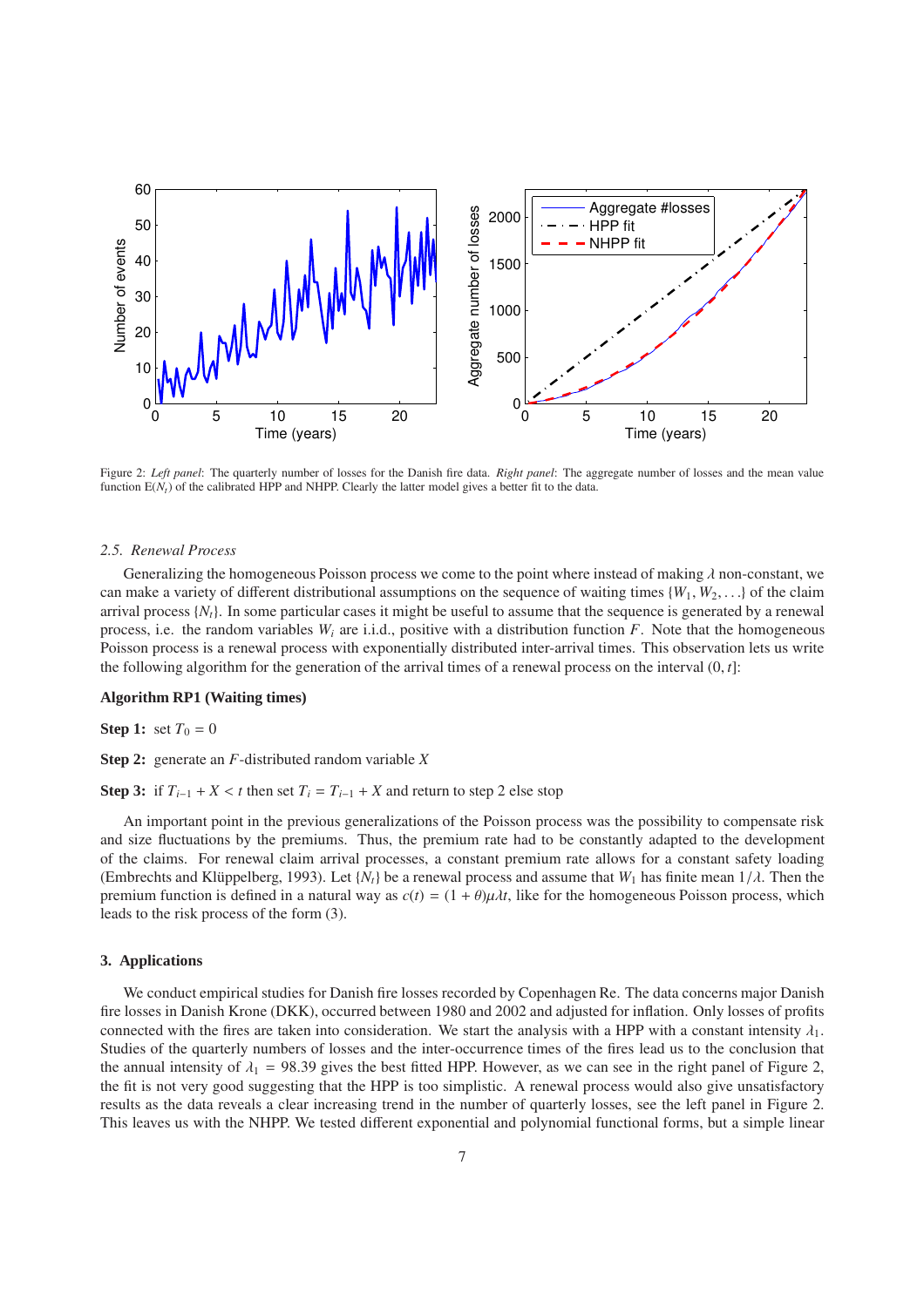Figure 2: *Left panel*: The quarterly number of losses for the Danish fire data. *Right panel*: The aggregate number of losses and the mean value function $E(N_t)$ of the calibrated HPP and NHPP. Clearly the latter model gives a better fit to the data.

### 2.5. Renewal Process

Generalizing the homogeneous Poisson process we come to the point where instead of making $\lambda$ non-constant, we can make a variety of different distributional assumptions on the sequence of waiting times $\{W_1, W_2, \ldots\}$ of the claim arrival process $\{N_t\}$. In some particular cases it might be useful to assume that the sequence is generated by a renewal process, i.e. the random variables $W_i$ are i.i.d., positive with a distribution function $F$. Note that the homogeneous Poisson process is a renewal process with exponentially distributed inter-arrival times. This observation lets us write the following algorithm for the generation of the arrival times of a renewal process on the interval $(0, t]$:

**Algorithm RP1 (Waiting times)**

**Step 1:** set $T_0 = 0$

**Step 2:** generate an $F$-distributed random variable $X$

**Step 3:** if $T_{i-1} + X < t$ then set $T_i = T_{i-1} + X$ and return to step 2 else stop

An important point in the previous generalizations of the Poisson process was the possibility to compensate risk and size fluctuations by the premiums. Thus, the premium rate had to be constantly adapted to the development of the claims. For renewal claim arrival processes, a constant premium rate allows for a constant safety loading (Embrechts and Klüppelberg, 1993). Let $\{N_t\}$ be a renewal process and assume that $W_1$ has finite mean $1/\lambda$. Then the premium function is defined in a natural way as $c(t) = (1 + \theta)\mu\lambda t$, like for the homogeneous Poisson process, which leads to the risk process of the form (3).

## 3. Applications

We conduct empirical studies for Danish fire losses recorded by Copenhagen Re. The data concerns major Danish fire losses in Danish Krone (DKK), occurred between 1980 and 2002 and adjusted for inflation. Only losses of profits connected with the fires are taken into consideration. We start the analysis with a HPP with a constant intensity $\lambda_1$. Studies of the quarterly numbers of losses and the inter-occurrence times of the fires lead us to the conclusion that the annual intensity of $\lambda_1 = 98.39$ gives the best fitted HPP. However, as we can see in the right panel of Figure 2, the fit is not very good suggesting that the HPP is too simplistic. A renewal process would also give unsatisfactory results as the data reveals a clear increasing trend in the number of quarterly losses, see the left panel in Figure 2. This leaves us with the NHPP. We tested different exponential and polynomial functional forms, but a simple linear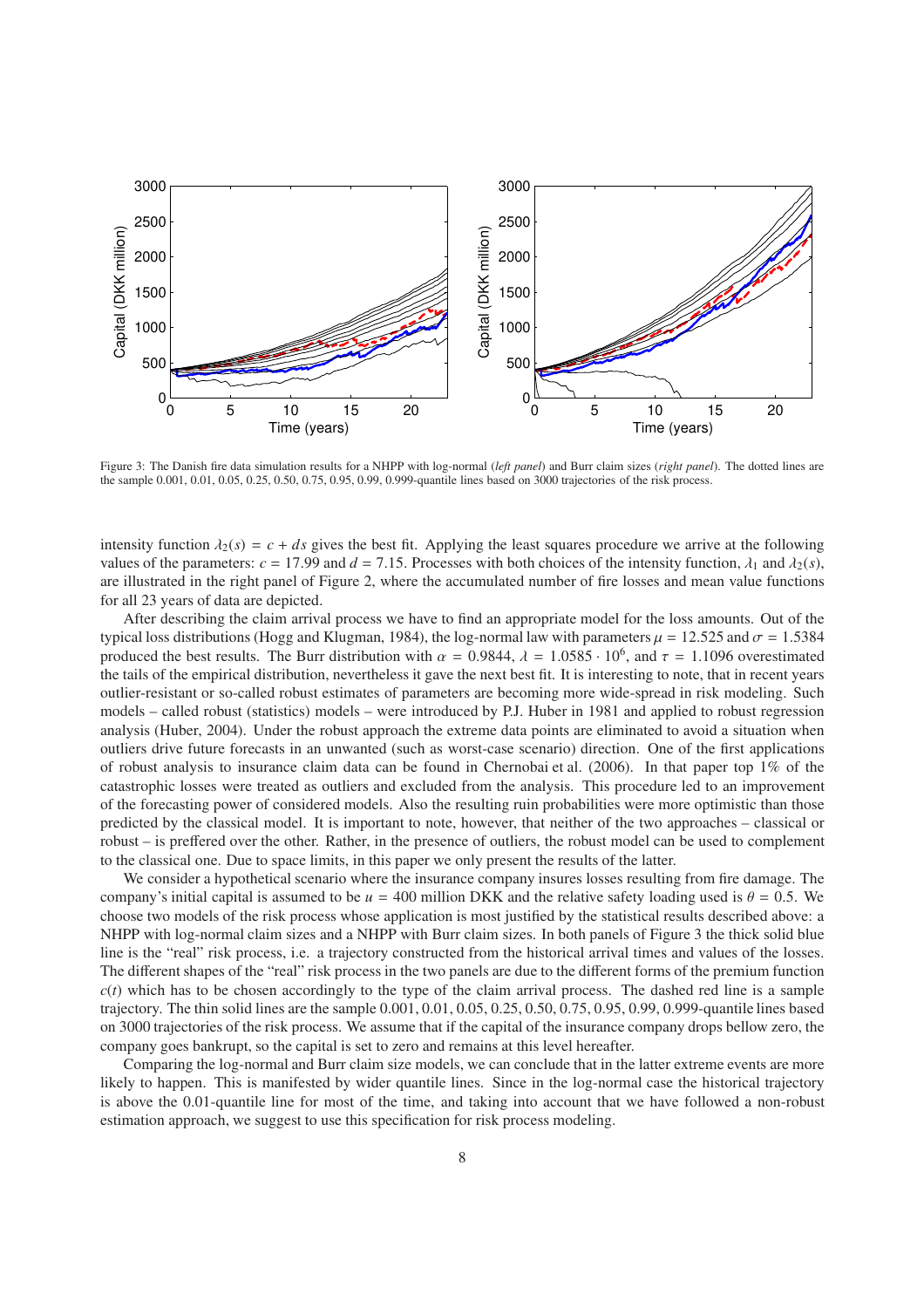Figure 3: The Danish fire data simulation results for a NHPP with log-normal (*left panel*) and Burr claim sizes (*right panel*). The dotted lines are the sample 0.001, 0.01, 0.05, 0.25, 0.50, 0.75, 0.95, 0.99, 0.999-quantile lines based on 3000 trajectories of the risk process.

intensity function $\lambda_2(s) = c + ds$ gives the best fit. Applying the least squares procedure we arrive at the following values of the parameters: $c = 17.99$ and $d = 7.15$. Processes with both choices of the intensity function, $\lambda_1$ and $\lambda_2(s)$, are illustrated in the right panel of Figure 2, where the accumulated number of fire losses and mean value functions for all 23 years of data are depicted.

After describing the claim arrival process we have to find an appropriate model for the loss amounts. Out of the typical loss distributions (Hogg and Klugman, 1984), the log-normal law with parameters $\mu = 12.525$ and $\sigma = 1.5384$ produced the best results. The Burr distribution with $\alpha = 0.9844$, $\lambda = 1.0585 \cdot 10^6$, and $\tau = 1.1096$ overestimated the tails of the empirical distribution, nevertheless it gave the next best fit. It is interesting to note, that in recent years outlier-resistant or so-called robust estimates of parameters are becoming more wide-spread in risk modeling. Such models – called robust (statistics) models – were introduced by P.J. Huber in 1981 and applied to robust regression analysis (Huber, 2004). Under the robust approach the extreme data points are eliminated to avoid a situation when outliers drive future forecasts in an unwanted (such as worst-case scenario) direction. One of the first applications of robust analysis to insurance claim data can be found in Chernobai et al. (2006). In that paper top 1% of the catastrophic losses were treated as outliers and excluded from the analysis. This procedure led to an improvement of the forecasting power of considered models. Also the resulting ruin probabilities were more optimistic than those predicted by the classical model. It is important to note, however, that neither of the two approaches – classical or robust – is preffered over the other. Rather, in the presence of outliers, the robust model can be used to complement to the classical one. Due to space limits, in this paper we only present the results of the latter.

We consider a hypothetical scenario where the insurance company insures losses resulting from fire damage. The company's initial capital is assumed to be $u = 400$ million DKK and the relative safety loading used is $\theta = 0.5$. We choose two models of the risk process whose application is most justified by the statistical results described above: a NHPP with log-normal claim sizes and a NHPP with Burr claim sizes. In both panels of Figure 3 the thick solid blue line is the "real" risk process, i.e. a trajectory constructed from the historical arrival times and values of the losses. The different shapes of the "real" risk process in the two panels are due to the different forms of the premium function $c(t)$ which has to be chosen accordingly to the type of the claim arrival process. The dashed red line is a sample trajectory. The thin solid lines are the sample 0.001, 0.01, 0.05, 0.25, 0.50, 0.75, 0.95, 0.99, 0.999-quantile lines based on 3000 trajectories of the risk process. We assume that if the capital of the insurance company drops bellow zero, the company goes bankrupt, so the capital is set to zero and remains at this level hereafter.

Comparing the log-normal and Burr claim size models, we can conclude that in the latter extreme events are more likely to happen. This is manifested by wider quantile lines. Since in the log-normal case the historical trajectory is above the 0.01-quantile line for most of the time, and taking into account that we have followed a non-robust estimation approach, we suggest to use this specification for risk process modeling.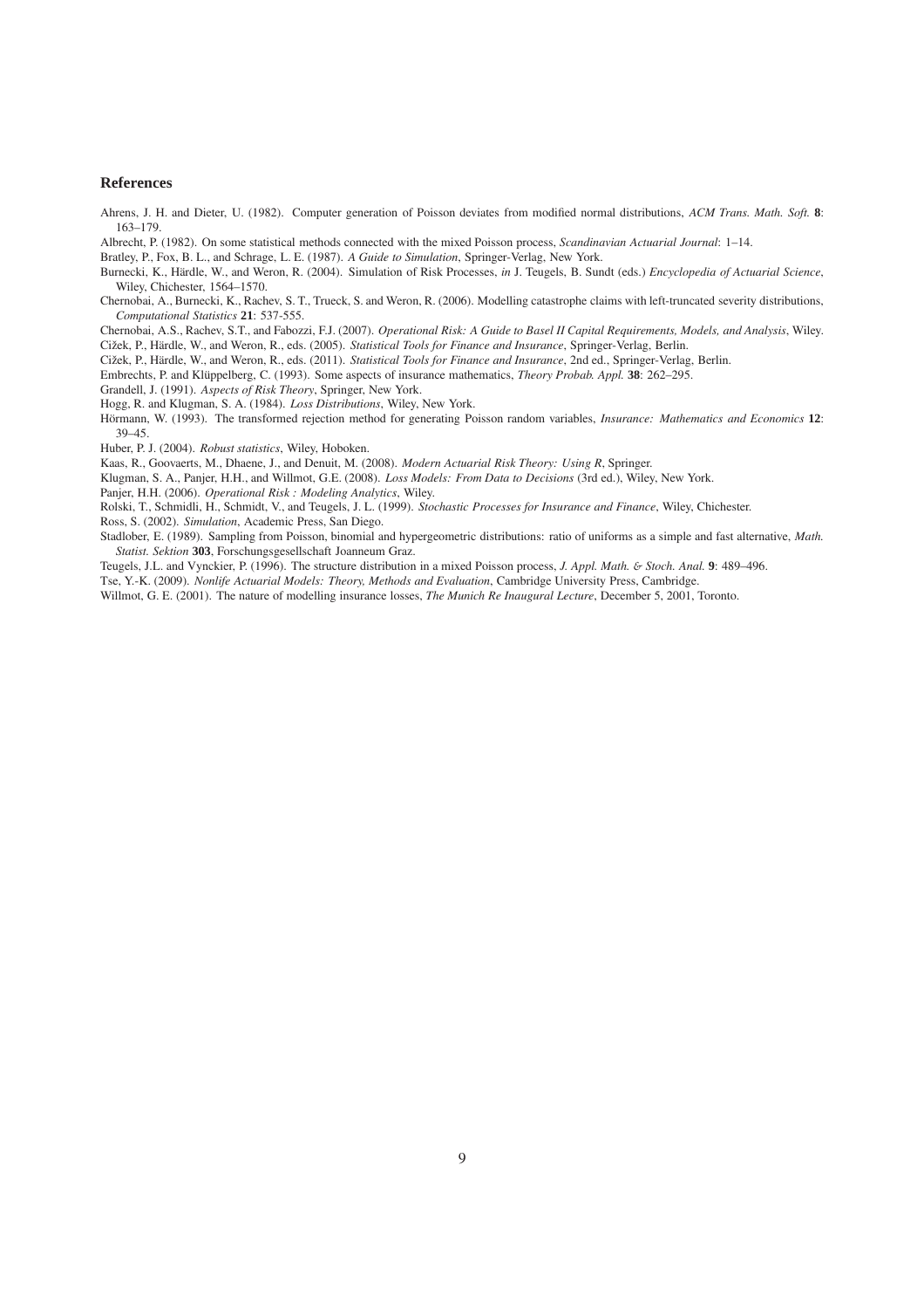## References

Ahrens, J. H. and Dieter, U. (1982). Computer generation of Poisson deviates from modified normal distributions, *ACM Trans. Math. Soft.* **8**: 163–179.

Albrecht, P. (1982). On some statistical methods connected with the mixed Poisson process, *Scandinavian Actuarial Journal*: 1–14.

Bratley, P., Fox, B. L., and Schrage, L. E. (1987). *A Guide to Simulation*, Springer-Verlag, New York.

Burnecki, K., Härdle, W., and Weron, R. (2004). Simulation of Risk Processes, *in* J. Teugels, B. Sundt (eds.) *Encyclopedia of Actuarial Science*, Wiley, Chichester, 1564–1570.

Chernobai, A., Burnecki, K., Rachev, S. T., Trueck, S. and Weron, R. (2006). Modelling catastrophe claims with left-truncated severity distributions, *Computational Statistics* **21**: 537-555.

Chernobai, A.S., Rachev, S.T., and Fabozzi, F.J. (2007). *Operational Risk: A Guide to Basel II Capital Requirements, Models, and Analysis*, Wiley.

Cižek, P., Härdle, W., and Weron, R., eds. (2005). *Statistical Tools for Finance and Insurance*, Springer-Verlag, Berlin.

Cižek, P., Härdle, W., and Weron, R., eds. (2011). *Statistical Tools for Finance and Insurance*, 2nd ed., Springer-Verlag, Berlin.

Embrechts, P. and Klüppelberg, C. (1993). Some aspects of insurance mathematics, *Theory Probab. Appl.* **38**: 262–295.

Grandell, J. (1991). *Aspects of Risk Theory*, Springer, New York.

Hogg, R. and Klugman, S. A. (1984). *Loss Distributions*, Wiley, New York.

Hörmann, W. (1993). The transformed rejection method for generating Poisson random variables, *Insurance: Mathematics and Economics* **12**: 39–45.

Huber, P. J. (2004). *Robust statistics*, Wiley, Hoboken.

Kaas, R., Goovaerts, M., Dhaene, J., and Denuit, M. (2008). *Modern Actuarial Risk Theory: Using R*, Springer.

Klugman, S. A., Panjer, H.H., and Willmot, G.E. (2008). *Loss Models: From Data to Decisions* (3rd ed.), Wiley, New York.

Panjer, H.H. (2006). *Operational Risk : Modeling Analytics*, Wiley.

Rolski, T., Schmidli, H., Schmidt, V., and Teugels, J. L. (1999). *Stochastic Processes for Insurance and Finance*, Wiley, Chichester.

Ross, S. (2002). *Simulation*, Academic Press, San Diego.

Stadlober, E. (1989). Sampling from Poisson, binomial and hypergeometric distributions: ratio of uniforms as a simple and fast alternative, *Math. Statist. Sektion* **303**, Forschungsgesellschaft Joanneum Graz.

Teugels, J.L. and Vynckier, P. (1996). The structure distribution in a mixed Poisson process, *J. Appl. Math. & Stoch. Anal.* **9**: 489–496.

Tse, Y.-K. (2009). *Nonlife Actuarial Models: Theory, Methods and Evaluation*, Cambridge University Press, Cambridge.

Willmot, G. E. (2001). The nature of modelling insurance losses, *The Munich Re Inaugural Lecture*, December 5, 2001, Toronto.